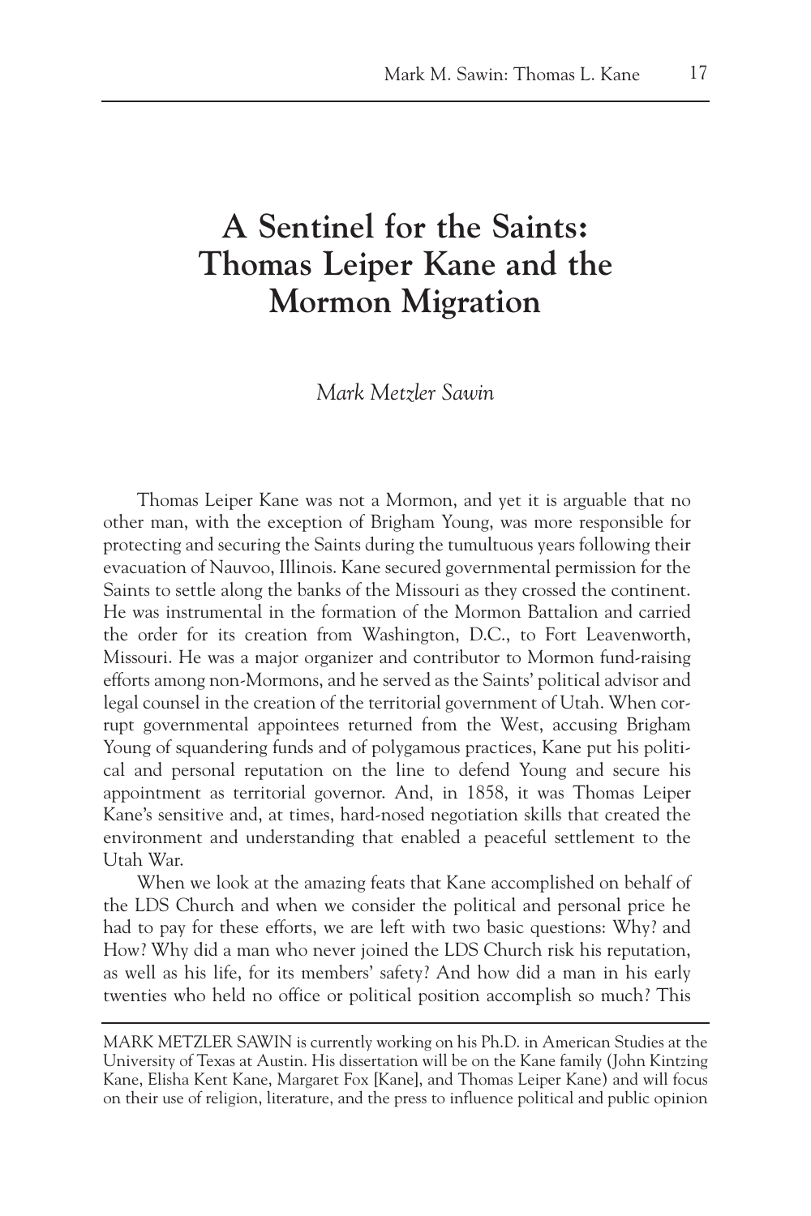# A Sentinel for the Saints: Thomas Leiper Kane and the Mormon Migration

*Mark Metzler Sawin*

Thomas Leiper Kane was not a Mormon, and yet it is arguable that no other man, with the exception of Brigham Young, was more responsible for protecting and securing the Saints during the tumultuous years following their evacuation of Nauvoo, Illinois. Kane secured governmental permission for the Saints to settle along the banks of the Missouri as they crossed the continent. He was instrumental in the formation of the Mormon Battalion and carried the order for its creation from Washington, D.C., to Fort Leavenworth, Missouri. He was a major organizer and contributor to Mormon fund-raising efforts among non-Mormons, and he served as the Saints' political advisor and legal counsel in the creation of the territorial government of Utah. When corrupt governmental appointees returned from the West, accusing Brigham Young of squandering funds and of polygamous practices, Kane put his political and personal reputation on the line to defend Young and secure his appointment as territorial governor. And, in 1858, it was Thomas Leiper Kane's sensitive and, at times, hard-nosed negotiation skills that created the environment and understanding that enabled a peaceful settlement to the Utah War.

When we look at the amazing feats that Kane accomplished on behalf of the LDS Church and when we consider the political and personal price he had to pay for these efforts, we are left with two basic questions: Why? and How? Why did a man who never joined the LDS Church risk his reputation, as well as his life, for its members' safety? And how did a man in his early twenties who held no office or political position accomplish so much? This

MARK METZLER SAWIN is currently working on his Ph.D. in American Studies at the University of Texas at Austin. His dissertation will be on the Kane family (John Kintzing Kane, Elisha Kent Kane, Margaret Fox [Kane], and Thomas Leiper Kane) and will focus on their use of religion, literature, and the press to influence political and public opinion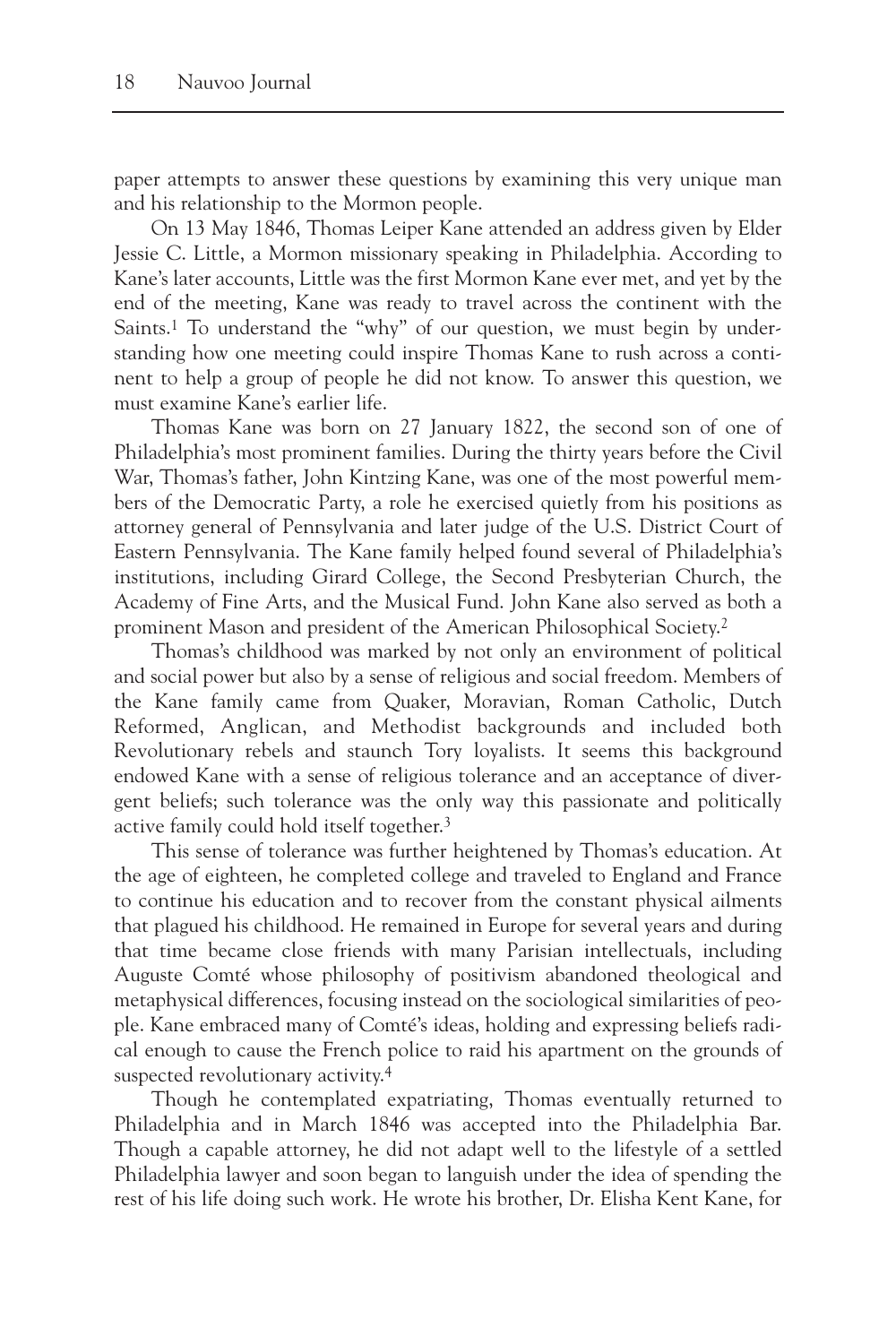paper attempts to answer these questions by examining this very unique man and his relationship to the Mormon people.

On 13 May 1846, Thomas Leiper Kane attended an address given by Elder Jessie C. Little, a Mormon missionary speaking in Philadelphia. According to Kane's later accounts, Little was the first Mormon Kane ever met, and yet by the end of the meeting, Kane was ready to travel across the continent with the Saints.[1] To understand the "why" of our question, we must begin by understanding how one meeting could inspire Thomas Kane to rush across a continent to help a group of people he did not know. To answer this question, we must examine Kane's earlier life.

Thomas Kane was born on 27 January 1822, the second son of one of Philadelphia's most prominent families. During the thirty years before the Civil War, Thomas's father, John Kintzing Kane, was one of the most powerful members of the Democratic Party, a role he exercised quietly from his positions as attorney general of Pennsylvania and later judge of the U.S. District Court of Eastern Pennsylvania. The Kane family helped found several of Philadelphia's institutions, including Girard College, the Second Presbyterian Church, the Academy of Fine Arts, and the Musical Fund. John Kane also served as both a prominent Mason and president of the American Philosophical Society.[2]

Thomas's childhood was marked by not only an environment of political and social power but also by a sense of religious and social freedom. Members of the Kane family came from Quaker, Moravian, Roman Catholic, Dutch Reformed, Anglican, and Methodist backgrounds and included both Revolutionary rebels and staunch Tory loyalists. It seems this background endowed Kane with a sense of religious tolerance and an acceptance of divergent beliefs; such tolerance was the only way this passionate and politically active family could hold itself together.[3]

This sense of tolerance was further heightened by Thomas's education. At the age of eighteen, he completed college and traveled to England and France to continue his education and to recover from the constant physical ailments that plagued his childhood. He remained in Europe for several years and during that time became close friends with many Parisian intellectuals, including Auguste Comté whose philosophy of positivism abandoned theological and metaphysical differences, focusing instead on the sociological similarities of people. Kane embraced many of Comté's ideas, holding and expressing beliefs radical enough to cause the French police to raid his apartment on the grounds of suspected revolutionary activity.[4]

Though he contemplated expatriating, Thomas eventually returned to Philadelphia and in March 1846 was accepted into the Philadelphia Bar. Though a capable attorney, he did not adapt well to the lifestyle of a settled Philadelphia lawyer and soon began to languish under the idea of spending the rest of his life doing such work. He wrote his brother, Dr. Elisha Kent Kane, for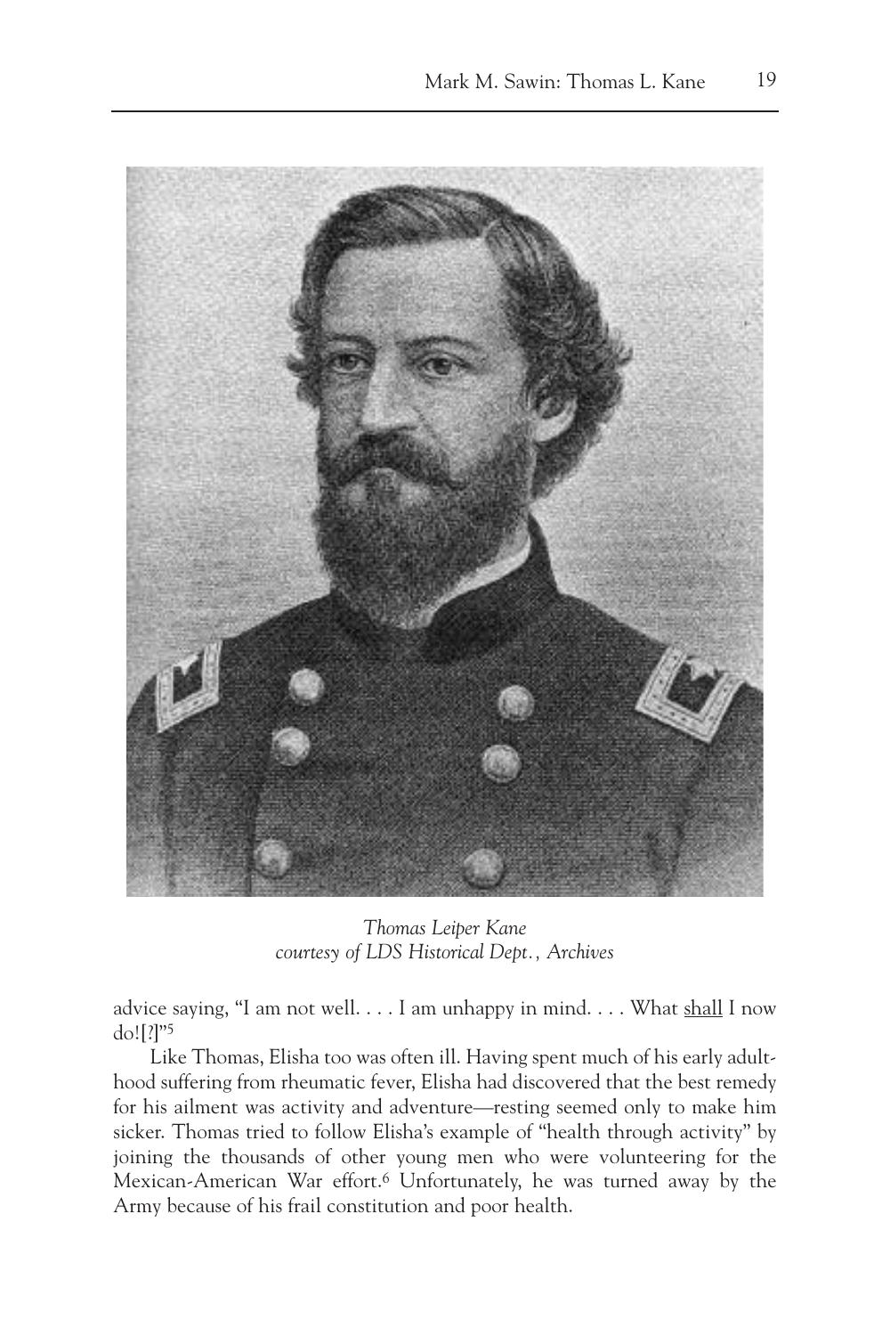*Thomas Leiper Kane*
*courtesy of LDS Historical Dept., Archives*

advice saying, "I am not well. . . . I am unhappy in mind. . . . What shall I now do![?]"[5]

Like Thomas, Elisha too was often ill. Having spent much of his early adulthood suffering from rheumatic fever, Elisha had discovered that the best remedy for his ailment was activity and adventure—resting seemed only to make him sicker. Thomas tried to follow Elisha's example of "health through activity" by joining the thousands of other young men who were volunteering for the Mexican-American War effort.[6] Unfortunately, he was turned away by the Army because of his frail constitution and poor health.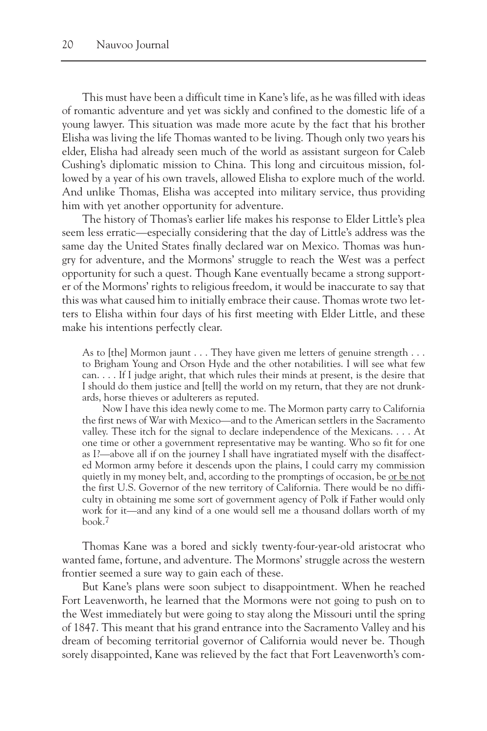This must have been a difficult time in Kane's life, as he was filled with ideas of romantic adventure and yet was sickly and confined to the domestic life of a young lawyer. This situation was made more acute by the fact that his brother Elisha was living the life Thomas wanted to be living. Though only two years his elder, Elisha had already seen much of the world as assistant surgeon for Caleb Cushing's diplomatic mission to China. This long and circuitous mission, followed by a year of his own travels, allowed Elisha to explore much of the world. And unlike Thomas, Elisha was accepted into military service, thus providing him with yet another opportunity for adventure.

The history of Thomas's earlier life makes his response to Elder Little's plea seem less erratic—especially considering that the day of Little's address was the same day the United States finally declared war on Mexico. Thomas was hungry for adventure, and the Mormons' struggle to reach the West was a perfect opportunity for such a quest. Though Kane eventually became a strong supporter of the Mormons' rights to religious freedom, it would be inaccurate to say that this was what caused him to initially embrace their cause. Thomas wrote two letters to Elisha within four days of his first meeting with Elder Little, and these make his intentions perfectly clear.

> As to [the] Mormon jaunt . . . They have given me letters of genuine strength . . . to Brigham Young and Orson Hyde and the other notabilities. I will see what few can. . . . If I judge aright, that which rules their minds at present, is the desire that I should do them justice and [tell] the world on my return, that they are not drunkards, horse thieves or adulterers as reputed.
>
> Now I have this idea newly come to me. The Mormon party carry to California the first news of War with Mexico—and to the American settlers in the Sacramento valley. These itch for the signal to declare independence of the Mexicans. . . . At one time or other a government representative may be wanting. Who so fit for one as I?—above all if on the journey I shall have ingratiated myself with the disaffected Mormon army before it descends upon the plains, I could carry my commission quietly in my money belt, and, according to the promptings of occasion, be <u>or be not</u> the first U.S. Governor of the new territory of California. There would be no difficulty in obtaining me some sort of government agency of Polk if Father would only work for it—and any kind of a one would sell me a thousand dollars worth of my book.[7]

Thomas Kane was a bored and sickly twenty-four-year-old aristocrat who wanted fame, fortune, and adventure. The Mormons' struggle across the western frontier seemed a sure way to gain each of these.

But Kane's plans were soon subject to disappointment. When he reached Fort Leavenworth, he learned that the Mormons were not going to push on to the West immediately but were going to stay along the Missouri until the spring of 1847. This meant that his grand entrance into the Sacramento Valley and his dream of becoming territorial governor of California would never be. Though sorely disappointed, Kane was relieved by the fact that Fort Leavenworth's com-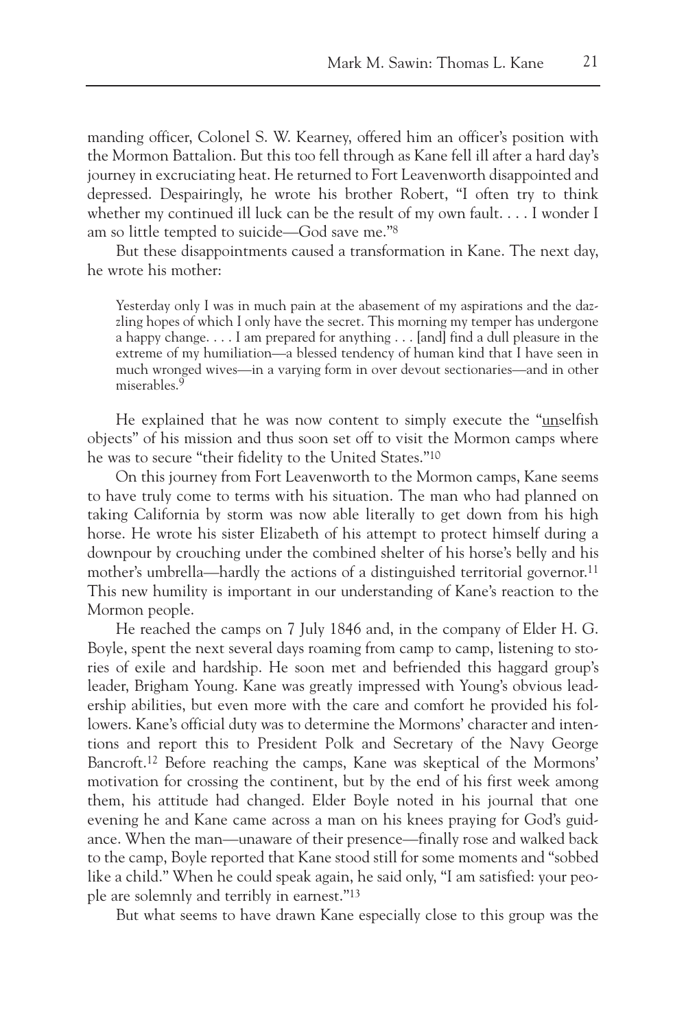manding officer, Colonel S. W. Kearney, offered him an officer's position with the Mormon Battalion. But this too fell through as Kane fell ill after a hard day's journey in excruciating heat. He returned to Fort Leavenworth disappointed and depressed. Despairingly, he wrote his brother Robert, "I often try to think whether my continued ill luck can be the result of my own fault. . . . I wonder I am so little tempted to suicide—God save me."[8]

But these disappointments caused a transformation in Kane. The next day, he wrote his mother:

> Yesterday only I was in much pain at the abasement of my aspirations and the dazzling hopes of which I only have the secret. This morning my temper has undergone a happy change. . . . I am prepared for anything . . . [and] find a dull pleasure in the extreme of my humiliation—a blessed tendency of human kind that I have seen in much wronged wives—in a varying form in over devout sectionaries—and in other miserables.[9]

He explained that he was now content to simply execute the "unselfish objects" of his mission and thus soon set off to visit the Mormon camps where he was to secure "their fidelity to the United States."[10]

On this journey from Fort Leavenworth to the Mormon camps, Kane seems to have truly come to terms with his situation. The man who had planned on taking California by storm was now able literally to get down from his high horse. He wrote his sister Elizabeth of his attempt to protect himself during a downpour by crouching under the combined shelter of his horse's belly and his mother's umbrella—hardly the actions of a distinguished territorial governor.[11] This new humility is important in our understanding of Kane's reaction to the Mormon people.

He reached the camps on 7 July 1846 and, in the company of Elder H. G. Boyle, spent the next several days roaming from camp to camp, listening to stories of exile and hardship. He soon met and befriended this haggard group's leader, Brigham Young. Kane was greatly impressed with Young's obvious leadership abilities, but even more with the care and comfort he provided his followers. Kane's official duty was to determine the Mormons' character and intentions and report this to President Polk and Secretary of the Navy George Bancroft.[12] Before reaching the camps, Kane was skeptical of the Mormons' motivation for crossing the continent, but by the end of his first week among them, his attitude had changed. Elder Boyle noted in his journal that one evening he and Kane came across a man on his knees praying for God's guidance. When the man—unaware of their presence—finally rose and walked back to the camp, Boyle reported that Kane stood still for some moments and "sobbed like a child." When he could speak again, he said only, "I am satisfied: your people are solemnly and terribly in earnest."[13]

But what seems to have drawn Kane especially close to this group was the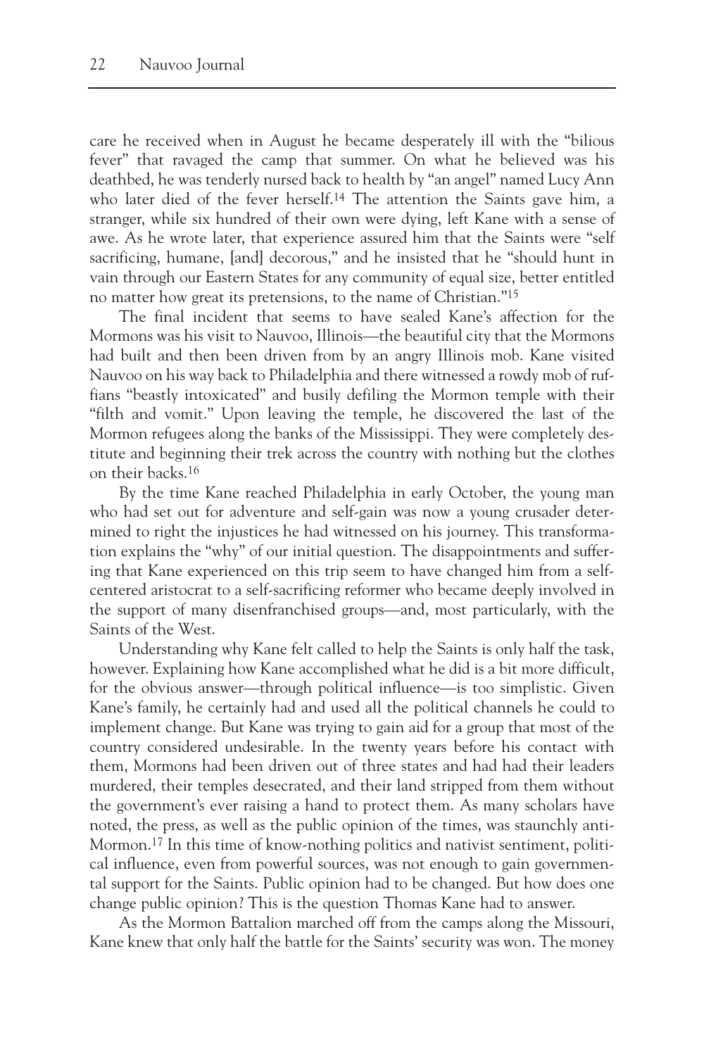care he received when in August he became desperately ill with the "bilious fever" that ravaged the camp that summer. On what he believed was his deathbed, he was tenderly nursed back to health by "an angel" named Lucy Ann who later died of the fever herself.[14] The attention the Saints gave him, a stranger, while six hundred of their own were dying, left Kane with a sense of awe. As he wrote later, that experience assured him that the Saints were "self sacrificing, humane, [and] decorous," and he insisted that he "should hunt in vain through our Eastern States for any community of equal size, better entitled no matter how great its pretensions, to the name of Christian."[15]

The final incident that seems to have sealed Kane's affection for the Mormons was his visit to Nauvoo, Illinois—the beautiful city that the Mormons had built and then been driven from by an angry Illinois mob. Kane visited Nauvoo on his way back to Philadelphia and there witnessed a rowdy mob of ruffians "beastly intoxicated" and busily defiling the Mormon temple with their "filth and vomit." Upon leaving the temple, he discovered the last of the Mormon refugees along the banks of the Mississippi. They were completely destitute and beginning their trek across the country with nothing but the clothes on their backs.[16]

By the time Kane reached Philadelphia in early October, the young man who had set out for adventure and self-gain was now a young crusader determined to right the injustices he had witnessed on his journey. This transformation explains the "why" of our initial question. The disappointments and suffering that Kane experienced on this trip seem to have changed him from a self-centered aristocrat to a self-sacrificing reformer who became deeply involved in the support of many disenfranchised groups—and, most particularly, with the Saints of the West.

Understanding why Kane felt called to help the Saints is only half the task, however. Explaining how Kane accomplished what he did is a bit more difficult, for the obvious answer—through political influence—is too simplistic. Given Kane's family, he certainly had and used all the political channels he could to implement change. But Kane was trying to gain aid for a group that most of the country considered undesirable. In the twenty years before his contact with them, Mormons had been driven out of three states and had had their leaders murdered, their temples desecrated, and their land stripped from them without the government's ever raising a hand to protect them. As many scholars have noted, the press, as well as the public opinion of the times, was staunchly anti-Mormon.[17] In this time of know-nothing politics and nativist sentiment, political influence, even from powerful sources, was not enough to gain governmental support for the Saints. Public opinion had to be changed. But how does one change public opinion? This is the question Thomas Kane had to answer.

As the Mormon Battalion marched off from the camps along the Missouri, Kane knew that only half the battle for the Saints' security was won. The money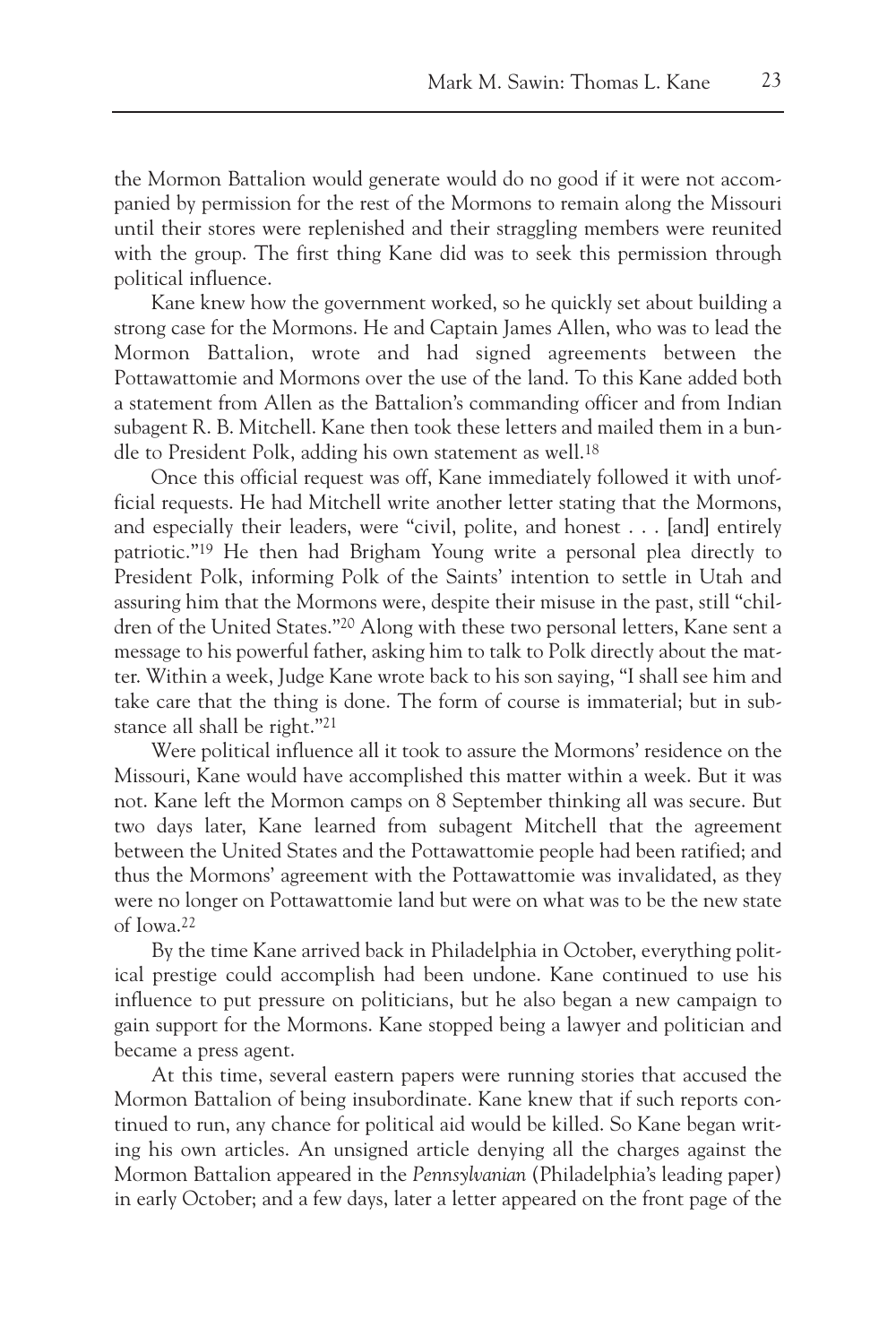the Mormon Battalion would generate would do no good if it were not accompanied by permission for the rest of the Mormons to remain along the Missouri until their stores were replenished and their straggling members were reunited with the group. The first thing Kane did was to seek this permission through political influence.

Kane knew how the government worked, so he quickly set about building a strong case for the Mormons. He and Captain James Allen, who was to lead the Mormon Battalion, wrote and had signed agreements between the Pottawattomie and Mormons over the use of the land. To this Kane added both a statement from Allen as the Battalion's commanding officer and from Indian subagent R. B. Mitchell. Kane then took these letters and mailed them in a bundle to President Polk, adding his own statement as well.[18]

Once this official request was off, Kane immediately followed it with unofficial requests. He had Mitchell write another letter stating that the Mormons, and especially their leaders, were "civil, polite, and honest . . . [and] entirely patriotic."[19] He then had Brigham Young write a personal plea directly to President Polk, informing Polk of the Saints' intention to settle in Utah and assuring him that the Mormons were, despite their misuse in the past, still "children of the United States."[20] Along with these two personal letters, Kane sent a message to his powerful father, asking him to talk to Polk directly about the matter. Within a week, Judge Kane wrote back to his son saying, "I shall see him and take care that the thing is done. The form of course is immaterial; but in substance all shall be right."[21]

Were political influence all it took to assure the Mormons' residence on the Missouri, Kane would have accomplished this matter within a week. But it was not. Kane left the Mormon camps on 8 September thinking all was secure. But two days later, Kane learned from subagent Mitchell that the agreement between the United States and the Pottawattomie people had been ratified; and thus the Mormons' agreement with the Pottawattomie was invalidated, as they were no longer on Pottawattomie land but were on what was to be the new state of Iowa.[22]

By the time Kane arrived back in Philadelphia in October, everything political prestige could accomplish had been undone. Kane continued to use his influence to put pressure on politicians, but he also began a new campaign to gain support for the Mormons. Kane stopped being a lawyer and politician and became a press agent.

At this time, several eastern papers were running stories that accused the Mormon Battalion of being insubordinate. Kane knew that if such reports continued to run, any chance for political aid would be killed. So Kane began writing his own articles. An unsigned article denying all the charges against the Mormon Battalion appeared in the *Pennsylvanian* (Philadelphia's leading paper) in early October; and a few days, later a letter appeared on the front page of the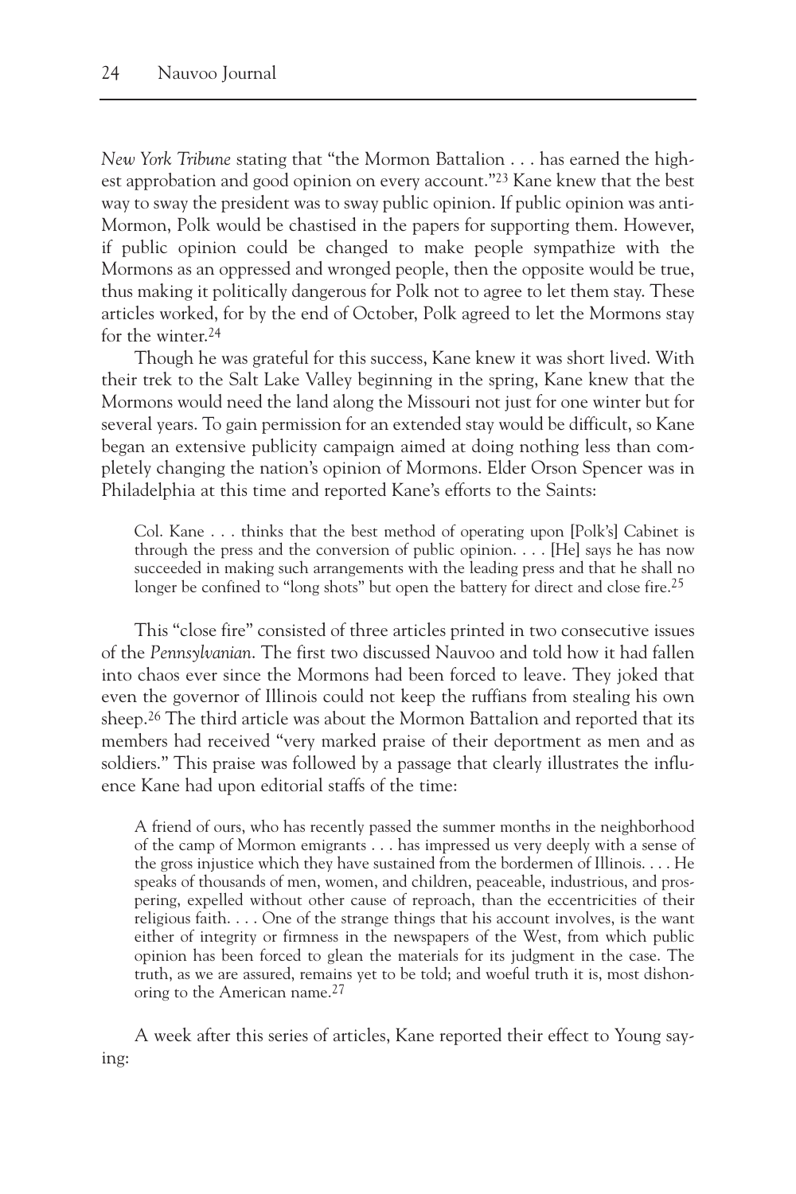*New York Tribune* stating that "the Mormon Battalion . . . has earned the highest approbation and good opinion on every account."[23] Kane knew that the best way to sway the president was to sway public opinion. If public opinion was anti-Mormon, Polk would be chastised in the papers for supporting them. However, if public opinion could be changed to make people sympathize with the Mormons as an oppressed and wronged people, then the opposite would be true, thus making it politically dangerous for Polk not to agree to let them stay. These articles worked, for by the end of October, Polk agreed to let the Mormons stay for the winter.[24]

Though he was grateful for this success, Kane knew it was short lived. With their trek to the Salt Lake Valley beginning in the spring, Kane knew that the Mormons would need the land along the Missouri not just for one winter but for several years. To gain permission for an extended stay would be difficult, so Kane began an extensive publicity campaign aimed at doing nothing less than completely changing the nation's opinion of Mormons. Elder Orson Spencer was in Philadelphia at this time and reported Kane's efforts to the Saints:

> Col. Kane . . . thinks that the best method of operating upon [Polk's] Cabinet is through the press and the conversion of public opinion. . . . [He] says he has now succeeded in making such arrangements with the leading press and that he shall no longer be confined to "long shots" but open the battery for direct and close fire.[25]

This "close fire" consisted of three articles printed in two consecutive issues of the *Pennsylvanian*. The first two discussed Nauvoo and told how it had fallen into chaos ever since the Mormons had been forced to leave. They joked that even the governor of Illinois could not keep the ruffians from stealing his own sheep.[26] The third article was about the Mormon Battalion and reported that its members had received "very marked praise of their deportment as men and as soldiers." This praise was followed by a passage that clearly illustrates the influence Kane had upon editorial staffs of the time:

> A friend of ours, who has recently passed the summer months in the neighborhood of the camp of Mormon emigrants . . . has impressed us very deeply with a sense of the gross injustice which they have sustained from the bordermen of Illinois. . . . He speaks of thousands of men, women, and children, peaceable, industrious, and prospering, expelled without other cause of reproach, than the eccentricities of their religious faith. . . . One of the strange things that his account involves, is the want either of integrity or firmness in the newspapers of the West, from which public opinion has been forced to glean the materials for its judgment in the case. The truth, as we are assured, remains yet to be told; and woeful truth it is, most dishonoring to the American name.[27]

A week after this series of articles, Kane reported their effect to Young saying: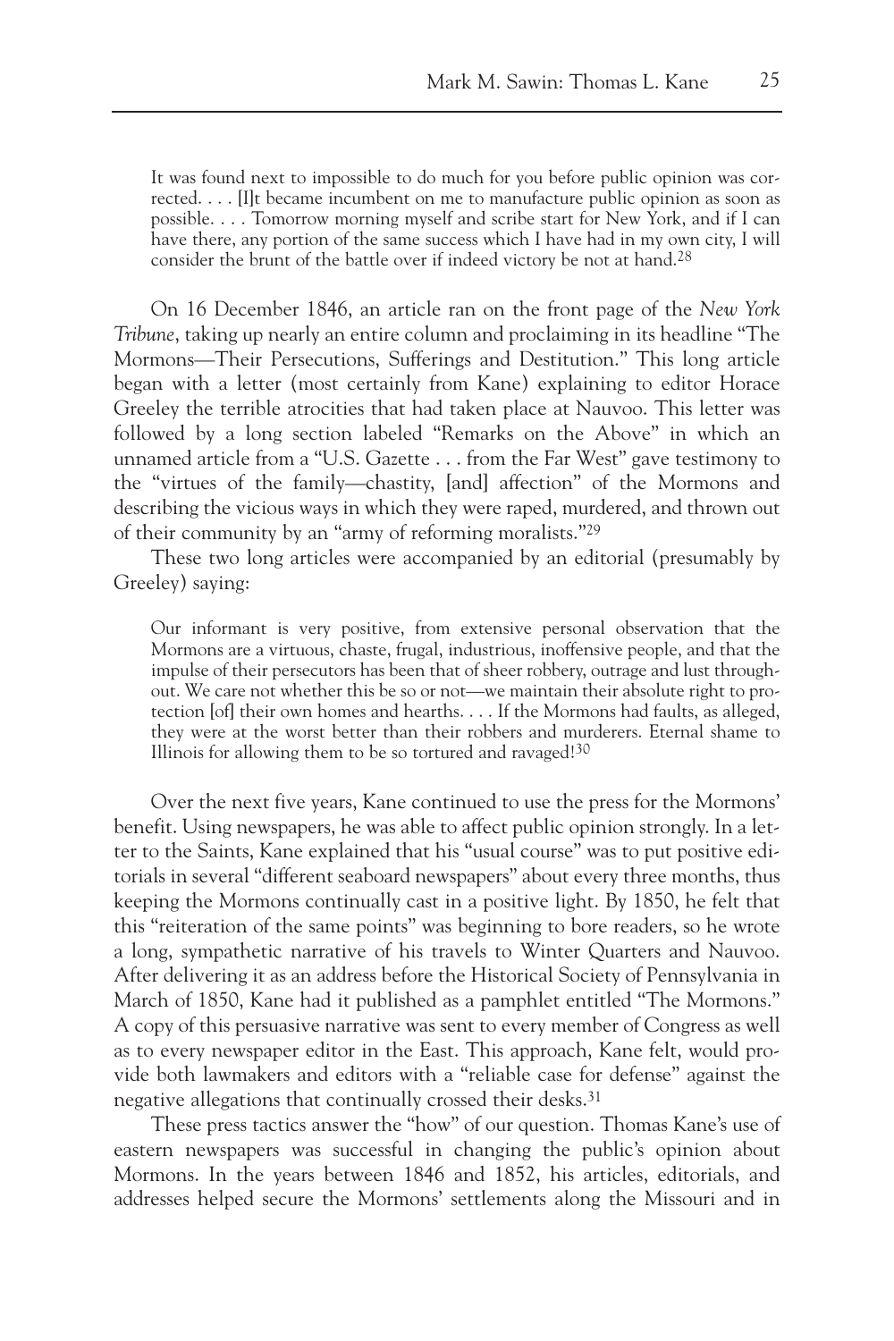> It was found next to impossible to do much for you before public opinion was corrected. . . . [I]t became incumbent on me to manufacture public opinion as soon as possible. . . . Tomorrow morning myself and scribe start for New York, and if I can have there, any portion of the same success which I have had in my own city, I will consider the brunt of the battle over if indeed victory be not at hand.[28]

On 16 December 1846, an article ran on the front page of the *New York Tribune*, taking up nearly an entire column and proclaiming in its headline "The Mormons—Their Persecutions, Sufferings and Destitution." This long article began with a letter (most certainly from Kane) explaining to editor Horace Greeley the terrible atrocities that had taken place at Nauvoo. This letter was followed by a long section labeled "Remarks on the Above" in which an unnamed article from a "U.S. Gazette . . . from the Far West" gave testimony to the "virtues of the family—chastity, [and] affection" of the Mormons and describing the vicious ways in which they were raped, murdered, and thrown out of their community by an "army of reforming moralists."[29]

These two long articles were accompanied by an editorial (presumably by Greeley) saying:

> Our informant is very positive, from extensive personal observation that the Mormons are a virtuous, chaste, frugal, industrious, inoffensive people, and that the impulse of their persecutors has been that of sheer robbery, outrage and lust throughout. We care not whether this be so or not—we maintain their absolute right to protection [of] their own homes and hearths. . . . If the Mormons had faults, as alleged, they were at the worst better than their robbers and murderers. Eternal shame to Illinois for allowing them to be so tortured and ravaged![30]

Over the next five years, Kane continued to use the press for the Mormons' benefit. Using newspapers, he was able to affect public opinion strongly. In a letter to the Saints, Kane explained that his "usual course" was to put positive editorials in several "different seaboard newspapers" about every three months, thus keeping the Mormons continually cast in a positive light. By 1850, he felt that this "reiteration of the same points" was beginning to bore readers, so he wrote a long, sympathetic narrative of his travels to Winter Quarters and Nauvoo. After delivering it as an address before the Historical Society of Pennsylvania in March of 1850, Kane had it published as a pamphlet entitled "The Mormons." A copy of this persuasive narrative was sent to every member of Congress as well as to every newspaper editor in the East. This approach, Kane felt, would provide both lawmakers and editors with a "reliable case for defense" against the negative allegations that continually crossed their desks.[31]

These press tactics answer the "how" of our question. Thomas Kane's use of eastern newspapers was successful in changing the public's opinion about Mormons. In the years between 1846 and 1852, his articles, editorials, and addresses helped secure the Mormons' settlements along the Missouri and in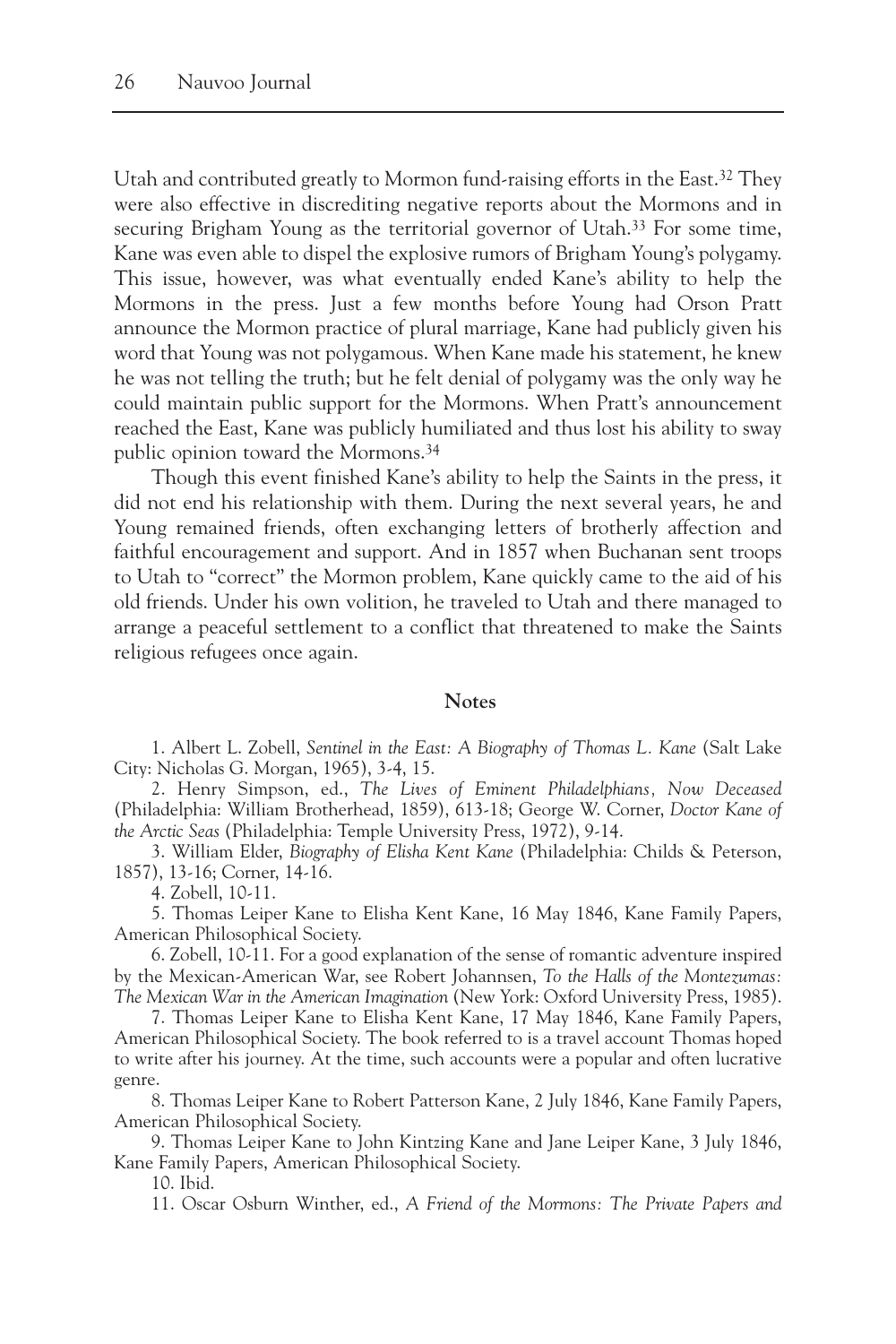Utah and contributed greatly to Mormon fund-raising efforts in the East.[32] They were also effective in discrediting negative reports about the Mormons and in securing Brigham Young as the territorial governor of Utah.[33] For some time, Kane was even able to dispel the explosive rumors of Brigham Young's polygamy. This issue, however, was what eventually ended Kane's ability to help the Mormons in the press. Just a few months before Young had Orson Pratt announce the Mormon practice of plural marriage, Kane had publicly given his word that Young was not polygamous. When Kane made his statement, he knew he was not telling the truth; but he felt denial of polygamy was the only way he could maintain public support for the Mormons. When Pratt's announcement reached the East, Kane was publicly humiliated and thus lost his ability to sway public opinion toward the Mormons.[34]

Though this event finished Kane's ability to help the Saints in the press, it did not end his relationship with them. During the next several years, he and Young remained friends, often exchanging letters of brotherly affection and faithful encouragement and support. And in 1857 when Buchanan sent troops to Utah to "correct" the Mormon problem, Kane quickly came to the aid of his old friends. Under his own volition, he traveled to Utah and there managed to arrange a peaceful settlement to a conflict that threatened to make the Saints religious refugees once again.

## Notes

1. Albert L. Zobell, *Sentinel in the East: A Biography of Thomas L. Kane* (Salt Lake City: Nicholas G. Morgan, 1965), 3-4, 15.

2. Henry Simpson, ed., *The Lives of Eminent Philadelphians, Now Deceased* (Philadelphia: William Brotherhead, 1859), 613-18; George W. Corner, *Doctor Kane of the Arctic Seas* (Philadelphia: Temple University Press, 1972), 9-14.

3. William Elder, *Biography of Elisha Kent Kane* (Philadelphia: Childs & Peterson, 1857), 13-16; Corner, 14-16.

4. Zobell, 10-11.

5. Thomas Leiper Kane to Elisha Kent Kane, 16 May 1846, Kane Family Papers, American Philosophical Society.

6. Zobell, 10-11. For a good explanation of the sense of romantic adventure inspired by the Mexican-American War, see Robert Johannsen, *To the Halls of the Montezumas: The Mexican War in the American Imagination* (New York: Oxford University Press, 1985).

7. Thomas Leiper Kane to Elisha Kent Kane, 17 May 1846, Kane Family Papers, American Philosophical Society. The book referred to is a travel account Thomas hoped to write after his journey. At the time, such accounts were a popular and often lucrative genre.

8. Thomas Leiper Kane to Robert Patterson Kane, 2 July 1846, Kane Family Papers, American Philosophical Society.

9. Thomas Leiper Kane to John Kintzing Kane and Jane Leiper Kane, 3 July 1846, Kane Family Papers, American Philosophical Society.

10. Ibid.

11. Oscar Osburn Winther, ed., *A Friend of the Mormons: The Private Papers and*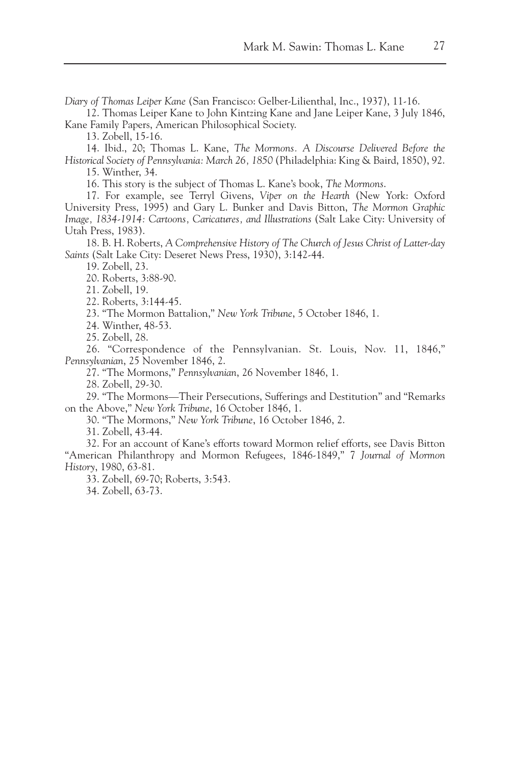*Diary of Thomas Leiper Kane* (San Francisco: Gelber-Lilienthal, Inc., 1937), 11-16.

12. Thomas Leiper Kane to John Kintzing Kane and Jane Leiper Kane, 3 July 1846, Kane Family Papers, American Philosophical Society.

13. Zobell, 15-16.

14. Ibid., 20; Thomas L. Kane, *The Mormons. A Discourse Delivered Before the Historical Society of Pennsylvania: March 26, 1850* (Philadelphia: King & Baird, 1850), 92.

15. Winther, 34.

16. This story is the subject of Thomas L. Kane's book, *The Mormons*.

17. For example, see Terryl Givens, *Viper on the Hearth* (New York: Oxford University Press, 1995) and Gary L. Bunker and Davis Bitton, *The Mormon Graphic Image, 1834-1914: Cartoons, Caricatures, and Illustrations* (Salt Lake City: University of Utah Press, 1983).

18. B. H. Roberts, *A Comprehensive History of The Church of Jesus Christ of Latter-day Saints* (Salt Lake City: Deseret News Press, 1930), 3:142-44.

19. Zobell, 23.

20. Roberts, 3:88-90.

21. Zobell, 19.

22. Roberts, 3:144-45.

23. "The Mormon Battalion," *New York Tribune*, 5 October 1846, 1.

24. Winther, 48-53.

25. Zobell, 28.

26. "Correspondence of the Pennsylvanian. St. Louis, Nov. 11, 1846," *Pennsylvanian*, 25 November 1846, 2.

27. "The Mormons," *Pennsylvanian*, 26 November 1846, 1.

28. Zobell, 29-30.

29. "The Mormons—Their Persecutions, Sufferings and Destitution" and "Remarks on the Above," *New York Tribune*, 16 October 1846, 1.

30. "The Mormons," *New York Tribune*, 16 October 1846, 2.

31. Zobell, 43-44.

32. For an account of Kane's efforts toward Mormon relief efforts, see Davis Bitton "American Philanthropy and Mormon Refugees, 1846-1849," 7 *Journal of Mormon History*, 1980, 63-81.

33. Zobell, 69-70; Roberts, 3:543.

34. Zobell, 63-73.